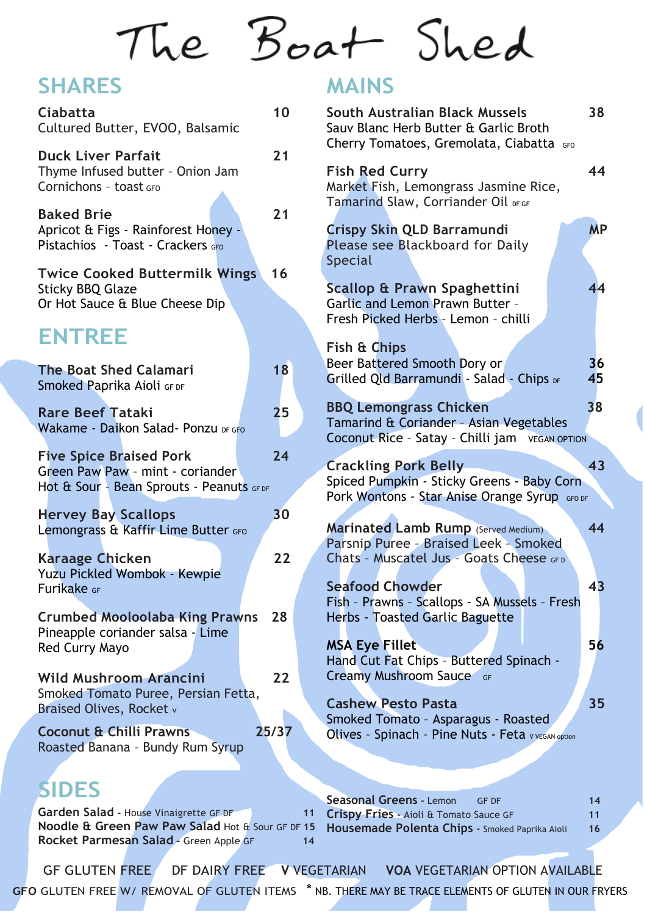# The Boat Shed

## SHARES

**Ciabatta** 10
Cultured Butter, EVOO, Balsamic

**Duck Liver Parfait** 21
Thyme Infused butter - Onion Jam
Cornichons - toast GFO

**Baked Brie** 21
Apricot & Figs - Rainforest Honey -
Pistachios - Toast - Crackers GFO

**Twice Cooked Buttermilk Wings** 16
Sticky BBQ Glaze
Or Hot Sauce & Blue Cheese Dip

## ENTREE

**The Boat Shed Calamari** 18
Smoked Paprika Aioli GF DF

**Rare Beef Tataki** 25
Wakame - Daikon Salad- Ponzu DF GFO

**Five Spice Braised Pork** 24
Green Paw Paw - mint - coriander
Hot & Sour - Bean Sprouts - Peanuts GF DF

**Hervey Bay Scallops** 30
Lemongrass & Kaffir Lime Butter GFO

**Karaage Chicken** 22
Yuzu Pickled Wombok - Kewpie
Furikake GF

**Crumbed Mooloolaba King Prawns** 28
Pineapple coriander salsa - Lime
Red Curry Mayo

**Wild Mushroom Arancini** 22
Smoked Tomato Puree, Persian Fetta,
Braised Olives, Rocket V

**Coconut & Chilli Prawns** 25/37
Roasted Banana - Bundy Rum Syrup

## MAINS

**South Australian Black Mussels** 38
Sauv Blanc Herb Butter & Garlic Broth
Cherry Tomatoes, Gremolata, Ciabatta GFO

**Fish Red Curry** 44
Market Fish, Lemongrass Jasmine Rice,
Tamarind Slaw, Corriander Oil DF GF

**Crispy Skin QLD Barramundi** MP
Please see Blackboard for Daily
Special

**Scallop & Prawn Spaghettini** 44
Garlic and Lemon Prawn Butter -
Fresh Picked Herbs - Lemon - chilli

**Fish & Chips**
Beer Battered Smooth Dory or 36
Grilled Qld Barramundi - Salad - Chips DF 45

**BBQ Lemongrass Chicken** 38
Tamarind & Coriander - Asian Vegetables
Coconut Rice - Satay - Chilli jam VEGAN OPTION

**Crackling Pork Belly** 43
Spiced Pumpkin - Sticky Greens - Baby Corn
Pork Wontons - Star Anise Orange Syrup GFO DF

**Marinated Lamb Rump** (Served Medium) 44
Parsnip Puree - Braised Leek - Smoked
Chats - Muscatel Jus - Goats Cheese GF D

**Seafood Chowder** 43
Fish - Prawns - Scallops - SA Mussels - Fresh
Herbs - Toasted Garlic Baguette

**MSA Eye Fillet** 56
Hand Cut Fat Chips - Buttered Spinach -
Creamy Mushroom Sauce GF

**Cashew Pesto Pasta** 35
Smoked Tomato - Asparagus - Roasted
Olives - Spinach - Pine Nuts - Feta V VEGAN option

## SIDES

**Garden Salad** - House Vinaigrette GF DF 11
**Noodle & Green Paw Paw Salad** Hot & Sour GF DF 15
**Rocket Parmesan Salad** - Green Apple GF 14
**Seasonal Greens** - Lemon GF DF 14
**Crispy Fries** - Aioli & Tomato Sauce GF 11
**Housemade Polenta Chips** - Smoked Paprika Aioli 16

GF GLUTEN FREE DF DAIRY FREE V VEGETARIAN VOA VEGETARIAN OPTION AVAILABLE
GFO GLUTEN FREE W/ REMOVAL OF GLUTEN ITEMS * NB. THERE MAY BE TRACE ELEMENTS OF GLUTEN IN OUR FRYERS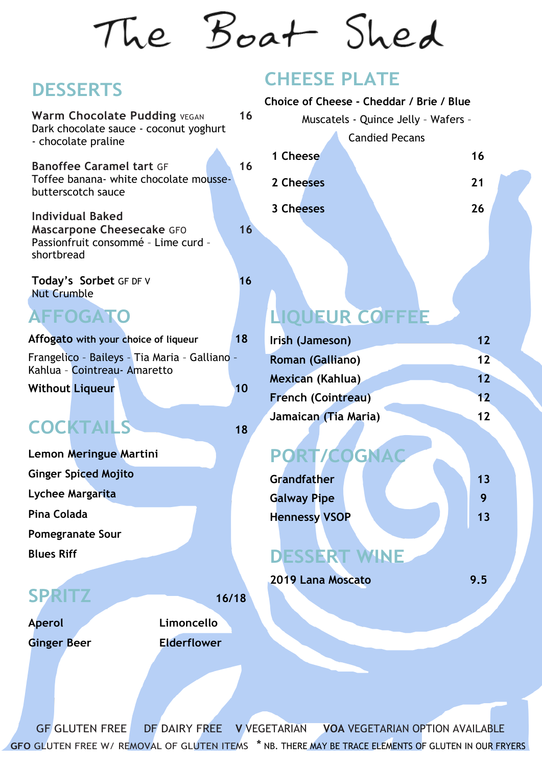# The Boat Shed

## DESSERTS

**Warm Chocolate Pudding** VEGAN — 16
Dark chocolate sauce - coconut yoghurt - chocolate praline

**Banoffee Caramel tart** GF — 16
Toffee banana- white chocolate mousse- butterscotch sauce

**Individual Baked Mascarpone Cheesecake** GFO — 16
Passionfruit consommé – Lime curd – shortbread

**Today's Sorbet** GF DF V — 16
Nut Crumble

## AFFOGATO

**Affogato** with your choice of liqueur — 18
Frangelico – Baileys – Tia Maria – Galliano – Kahlua – Cointreau- Amaretto

**Without Liqueur** — 10

## COCKTAILS — 18

**Lemon Meringue Martini**
**Ginger Spiced Mojito**
**Lychee Margarita**
**Pina Colada**
**Pomegranate Sour**
**Blues Riff**

## SPRITZ — 16/18

**Aperol**
**Limoncello**
**Ginger Beer**
**Elderflower**

## CHEESE PLATE

**Choice of Cheese - Cheddar / Brie / Blue**

Muscatels - Quince Jelly – Wafers – Candied Pecans

| | |
|---|---|
| 1 Cheese | 16 |
| 2 Cheeses | 21 |
| 3 Cheeses | 26 |

## LIQUEUR COFFEE

| | |
|---|---|
| Irish (Jameson) | 12 |
| Roman (Galliano) | 12 |
| Mexican (Kahlua) | 12 |
| French (Cointreau) | 12 |
| Jamaican (Tia Maria) | 12 |

## PORT/COGNAC

| | |
|---|---|
| Grandfather | 13 |
| Galway Pipe | 9 |
| Hennessy VSOP | 13 |

## DESSERT WINE

| | |
|---|---|
| 2019 Lana Moscato | 9.5 |

GF GLUTEN FREE  DF DAIRY FREE  V VEGETARIAN  VOA VEGETARIAN OPTION AVAILABLE
GFO GLUTEN FREE W/ REMOVAL OF GLUTEN ITEMS  * NB. THERE MAY BE TRACE ELEMENTS OF GLUTEN IN OUR FRYERS